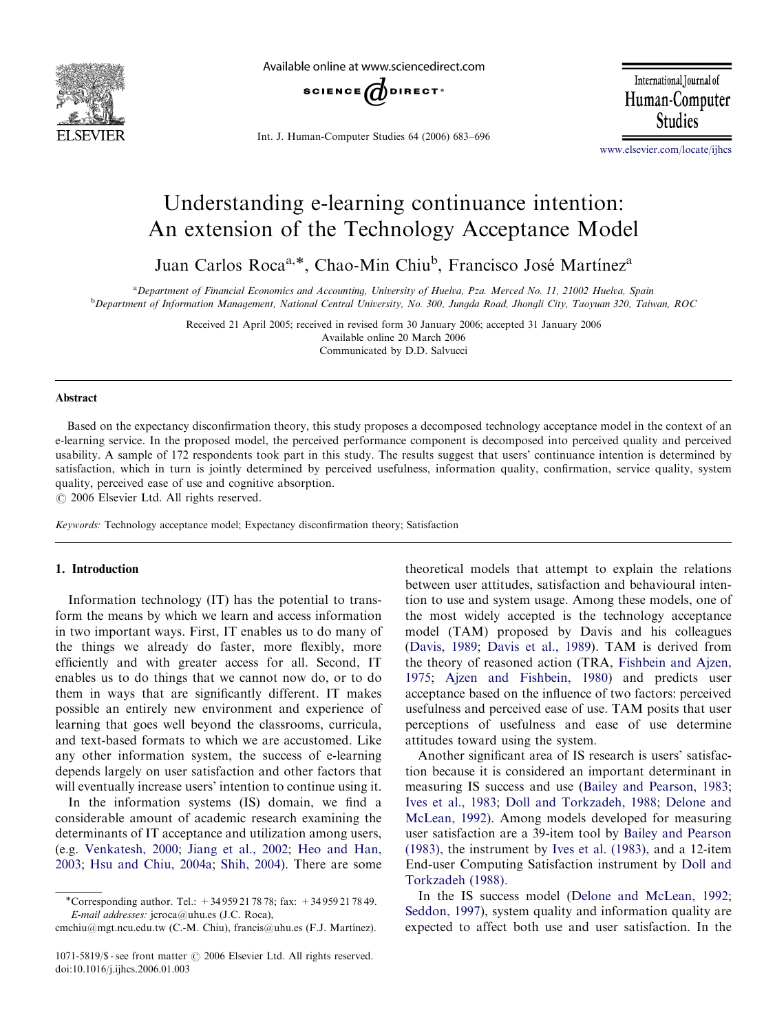# Understanding e-learning continuance intention: An extension of the Technology Acceptance Model

Juan Carlos Roca[a,*], Chao-Min Chiu[b], Francisco José Martínez[a]

[a]Department of Financial Economics and Accounting, University of Huelva, Pza. Merced No. 11, 21002 Huelva, Spain
[b]Department of Information Management, National Central University, No. 300, Jungda Road, Jhongli City, Taoyuan 320, Taiwan, ROC

Received 21 April 2005; received in revised form 30 January 2006; accepted 31 January 2006
Available online 20 March 2006
Communicated by D.D. Salvucci

## Abstract

Based on the expectancy disconfirmation theory, this study proposes a decomposed technology acceptance model in the context of an e-learning service. In the proposed model, the perceived performance component is decomposed into perceived quality and perceived usability. A sample of 172 respondents took part in this study. The results suggest that users' continuance intention is determined by satisfaction, which in turn is jointly determined by perceived usefulness, information quality, confirmation, service quality, system quality, perceived ease of use and cognitive absorption.

© 2006 Elsevier Ltd. All rights reserved.

*Keywords:* Technology acceptance model; Expectancy disconfirmation theory; Satisfaction

## 1. Introduction

Information technology (IT) has the potential to transform the means by which we learn and access information in two important ways. First, IT enables us to do many of the things we already do faster, more flexibly, more efficiently and with greater access for all. Second, IT enables us to do things that we cannot now do, or to do them in ways that are significantly different. IT makes possible an entirely new environment and experience of learning that goes well beyond the classrooms, curricula, and text-based formats to which we are accustomed. Like any other information system, the success of e-learning depends largely on user satisfaction and other factors that will eventually increase users' intention to continue using it.

In the information systems (IS) domain, we find a considerable amount of academic research examining the determinants of IT acceptance and utilization among users, (e.g. Venkatesh, 2000; Jiang et al., 2002; Heo and Han, 2003; Hsu and Chiu, 2004a; Shih, 2004). There are some theoretical models that attempt to explain the relations between user attitudes, satisfaction and behavioural intention to use and system usage. Among these models, one of the most widely accepted is the technology acceptance model (TAM) proposed by Davis and his colleagues (Davis, 1989; Davis et al., 1989). TAM is derived from the theory of reasoned action (TRA, Fishbein and Ajzen, 1975; Ajzen and Fishbein, 1980) and predicts user acceptance based on the influence of two factors: perceived usefulness and perceived ease of use. TAM posits that user perceptions of usefulness and ease of use determine attitudes toward using the system.

Another significant area of IS research is users' satisfaction because it is considered an important determinant in measuring IS success and use (Bailey and Pearson, 1983; Ives et al., 1983; Doll and Torkzadeh, 1988; Delone and McLean, 1992). Among models developed for measuring user satisfaction are a 39-item tool by Bailey and Pearson (1983), the instrument by Ives et al. (1983), and a 12-item End-user Computing Satisfaction instrument by Doll and Torkzadeh (1988).

In the IS success model (Delone and McLean, 1992; Seddon, 1997), system quality and information quality are expected to affect both use and user satisfaction. In the

*Corresponding author. Tel.: +34 959 21 78 78; fax: +34 959 21 78 49.
*E-mail addresses:* jcroca@uhu.es (J.C. Roca), cmchiu@mgt.ncu.edu.tw (C.-M. Chiu), francis@uhu.es (F.J. Martínez).

1071-5819/$ - see front matter © 2006 Elsevier Ltd. All rights reserved.
doi:10.1016/j.ijhcs.2006.01.003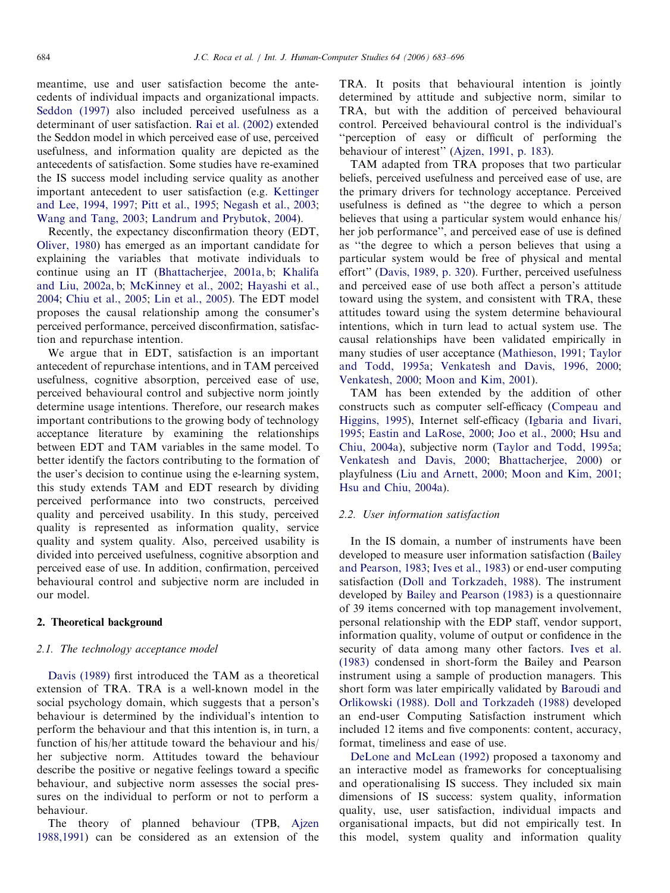meantime, use and user satisfaction become the antecedents of individual impacts and organizational impacts. Seddon (1997) also included perceived usefulness as a determinant of user satisfaction. Rai et al. (2002) extended the Seddon model in which perceived ease of use, perceived usefulness, and information quality are depicted as the antecedents of satisfaction. Some studies have re-examined the IS success model including service quality as another important antecedent to user satisfaction (e.g. Kettinger and Lee, 1994, 1997; Pitt et al., 1995; Negash et al., 2003; Wang and Tang, 2003; Landrum and Prybutok, 2004).

Recently, the expectancy disconfirmation theory (EDT, Oliver, 1980) has emerged as an important candidate for explaining the variables that motivate individuals to continue using an IT (Bhattacherjee, 2001a, b; Khalifa and Liu, 2002a, b; McKinney et al., 2002; Hayashi et al., 2004; Chiu et al., 2005; Lin et al., 2005). The EDT model proposes the causal relationship among the consumer's perceived performance, perceived disconfirmation, satisfaction and repurchase intention.

We argue that in EDT, satisfaction is an important antecedent of repurchase intentions, and in TAM perceived usefulness, cognitive absorption, perceived ease of use, perceived behavioural control and subjective norm jointly determine usage intentions. Therefore, our research makes important contributions to the growing body of technology acceptance literature by examining the relationships between EDT and TAM variables in the same model. To better identify the factors contributing to the formation of the user's decision to continue using the e-learning system, this study extends TAM and EDT research by dividing perceived performance into two constructs, perceived quality and perceived usability. In this study, perceived quality is represented as information quality, service quality and system quality. Also, perceived usability is divided into perceived usefulness, cognitive absorption and perceived ease of use. In addition, confirmation, perceived behavioural control and subjective norm are included in our model.

## 2. Theoretical background

### 2.1. The technology acceptance model

Davis (1989) first introduced the TAM as a theoretical extension of TRA. TRA is a well-known model in the social psychology domain, which suggests that a person's behaviour is determined by the individual's intention to perform the behaviour and that this intention is, in turn, a function of his/her attitude toward the behaviour and his/her subjective norm. Attitudes toward the behaviour describe the positive or negative feelings toward a specific behaviour, and subjective norm assesses the social pressures on the individual to perform or not to perform a behaviour.

The theory of planned behaviour (TPB, Ajzen 1988,1991) can be considered as an extension of the TRA. It posits that behavioural intention is jointly determined by attitude and subjective norm, similar to TRA, but with the addition of perceived behavioural control. Perceived behavioural control is the individual's "perception of easy or difficult of performing the behaviour of interest" (Ajzen, 1991, p. 183).

TAM adapted from TRA proposes that two particular beliefs, perceived usefulness and perceived ease of use, are the primary drivers for technology acceptance. Perceived usefulness is defined as "the degree to which a person believes that using a particular system would enhance his/her job performance", and perceived ease of use is defined as "the degree to which a person believes that using a particular system would be free of physical and mental effort" (Davis, 1989, p. 320). Further, perceived usefulness and perceived ease of use both affect a person's attitude toward using the system, and consistent with TRA, these attitudes toward using the system determine behavioural intentions, which in turn lead to actual system use. The causal relationships have been validated empirically in many studies of user acceptance (Mathieson, 1991; Taylor and Todd, 1995a; Venkatesh and Davis, 1996, 2000; Venkatesh, 2000; Moon and Kim, 2001).

TAM has been extended by the addition of other constructs such as computer self-efficacy (Compeau and Higgins, 1995), Internet self-efficacy (Igbaria and Iivari, 1995; Eastin and LaRose, 2000; Joo et al., 2000; Hsu and Chiu, 2004a), subjective norm (Taylor and Todd, 1995a; Venkatesh and Davis, 2000; Bhattacherjee, 2000) or playfulness (Liu and Arnett, 2000; Moon and Kim, 2001; Hsu and Chiu, 2004a).

### 2.2. User information satisfaction

In the IS domain, a number of instruments have been developed to measure user information satisfaction (Bailey and Pearson, 1983; Ives et al., 1983) or end-user computing satisfaction (Doll and Torkzadeh, 1988). The instrument developed by Bailey and Pearson (1983) is a questionnaire of 39 items concerned with top management involvement, personal relationship with the EDP staff, vendor support, information quality, volume of output or confidence in the security of data among many other factors. Ives et al. (1983) condensed in short-form the Bailey and Pearson instrument using a sample of production managers. This short form was later empirically validated by Baroudi and Orlikowski (1988). Doll and Torkzadeh (1988) developed an end-user Computing Satisfaction instrument which included 12 items and five components: content, accuracy, format, timeliness and ease of use.

DeLone and McLean (1992) proposed a taxonomy and an interactive model as frameworks for conceptualising and operationalising IS success. They included six main dimensions of IS success: system quality, information quality, use, user satisfaction, individual impacts and organisational impacts, but did not empirically test. In this model, system quality and information quality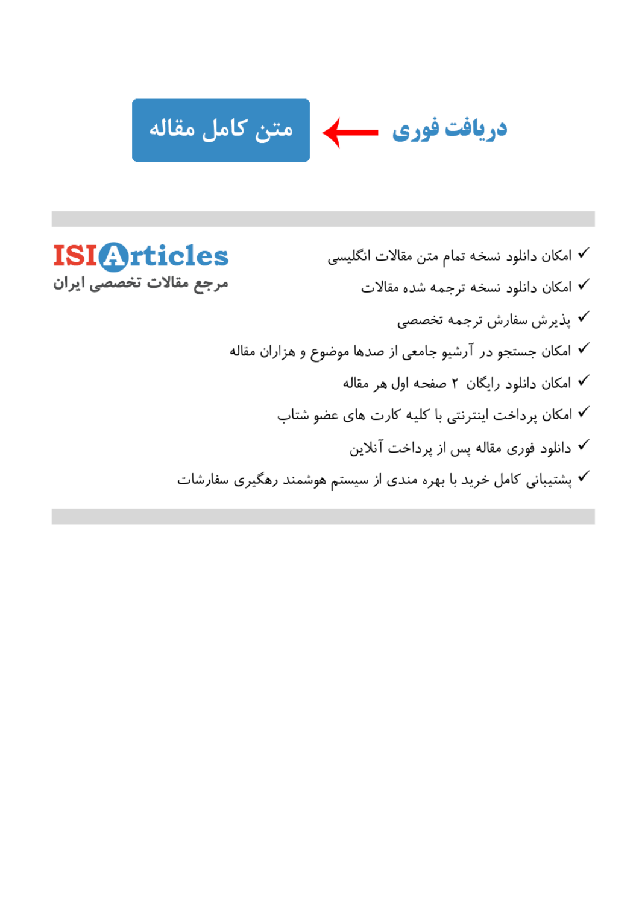دریافت فوری ← **متن کامل مقاله**

**ISIArticles**
مرجع مقالات تخصصی ایران

- ✓ امکان دانلود نسخه تمام متن مقالات انگلیسی
- ✓ امکان دانلود نسخه ترجمه شده مقالات
- ✓ پذیرش سفارش ترجمه تخصصی
- ✓ امکان جستجو در آرشیو جامعی از صدها موضوع و هزاران مقاله
- ✓ امکان دانلود رایگان ۲ صفحه اول هر مقاله
- ✓ امکان پرداخت اینترنتی با کلیه کارت های عضو شتاب
- ✓ دانلود فوری مقاله پس از پرداخت آنلاین
- ✓ پشتیبانی کامل خرید با بهره مندی از سیستم هوشمند رهگیری سفارشات